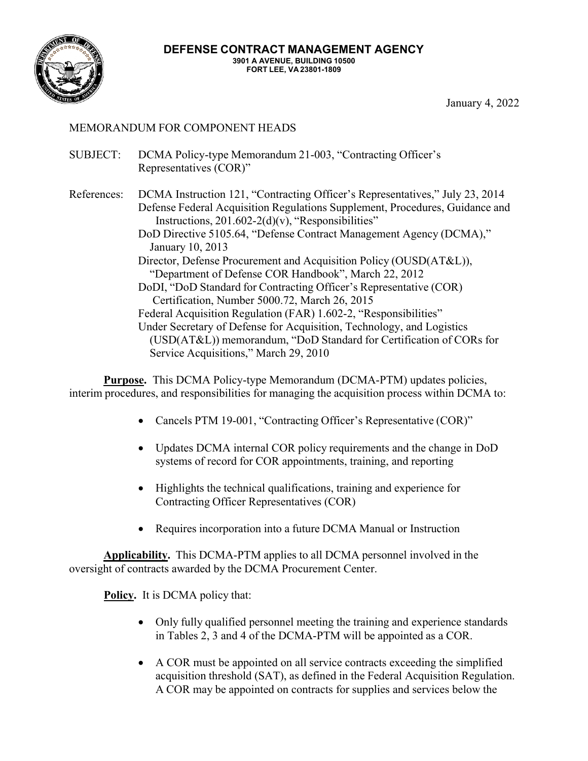**DEFENSE CONTRACT MANAGEMENT AGENCY**
**3901 A AVENUE, BUILDING 10500**
**FORT LEE, VA 23801-1809**

January 4, 2022

MEMORANDUM FOR COMPONENT HEADS

SUBJECT: DCMA Policy-type Memorandum 21-003, "Contracting Officer's Representatives (COR)"

References:
- DCMA Instruction 121, "Contracting Officer's Representatives," July 23, 2014
- Defense Federal Acquisition Regulations Supplement, Procedures, Guidance and Instructions, 201.602-2(d)(v), "Responsibilities"
- DoD Directive 5105.64, "Defense Contract Management Agency (DCMA)," January 10, 2013
- Director, Defense Procurement and Acquisition Policy (OUSD(AT&L)), "Department of Defense COR Handbook", March 22, 2012
- DoDI, "DoD Standard for Contracting Officer's Representative (COR) Certification, Number 5000.72, March 26, 2015
- Federal Acquisition Regulation (FAR) 1.602-2, "Responsibilities"
- Under Secretary of Defense for Acquisition, Technology, and Logistics (USD(AT&L)) memorandum, "DoD Standard for Certification of CORs for Service Acquisitions," March 29, 2010

**Purpose.** This DCMA Policy-type Memorandum (DCMA-PTM) updates policies, interim procedures, and responsibilities for managing the acquisition process within DCMA to:

- Cancels PTM 19-001, "Contracting Officer's Representative (COR)"
- Updates DCMA internal COR policy requirements and the change in DoD systems of record for COR appointments, training, and reporting
- Highlights the technical qualifications, training and experience for Contracting Officer Representatives (COR)
- Requires incorporation into a future DCMA Manual or Instruction

**Applicability.** This DCMA-PTM applies to all DCMA personnel involved in the oversight of contracts awarded by the DCMA Procurement Center.

**Policy.** It is DCMA policy that:

- Only fully qualified personnel meeting the training and experience standards in Tables 2, 3 and 4 of the DCMA-PTM will be appointed as a COR.
- A COR must be appointed on all service contracts exceeding the simplified acquisition threshold (SAT), as defined in the Federal Acquisition Regulation. A COR may be appointed on contracts for supplies and services below the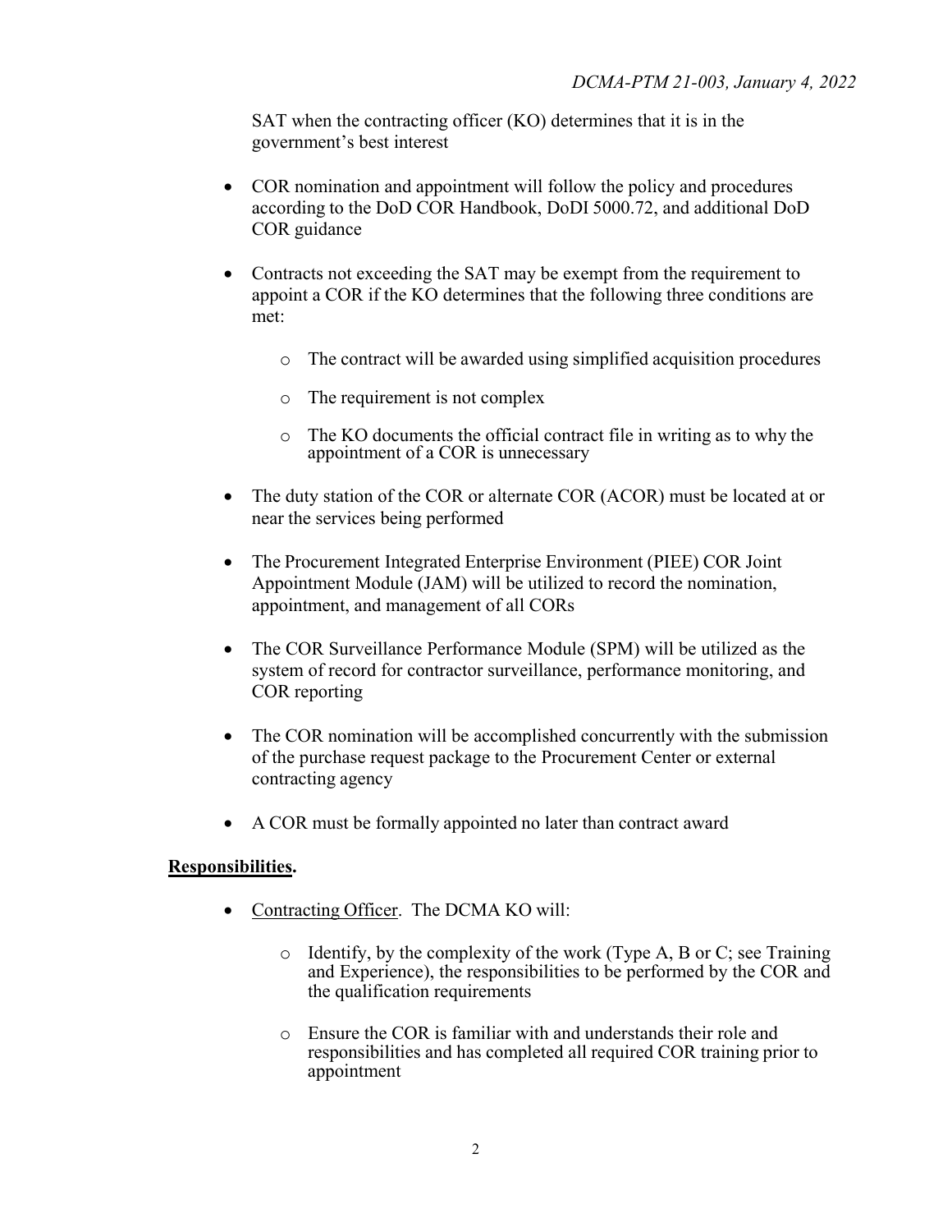SAT when the contracting officer (KO) determines that it is in the government's best interest

- COR nomination and appointment will follow the policy and procedures according to the DoD COR Handbook, DoDI 5000.72, and additional DoD COR guidance

- Contracts not exceeding the SAT may be exempt from the requirement to appoint a COR if the KO determines that the following three conditions are met:

    - The contract will be awarded using simplified acquisition procedures

    - The requirement is not complex

    - The KO documents the official contract file in writing as to why the appointment of a COR is unnecessary

- The duty station of the COR or alternate COR (ACOR) must be located at or near the services being performed

- The Procurement Integrated Enterprise Environment (PIEE) COR Joint Appointment Module (JAM) will be utilized to record the nomination, appointment, and management of all CORs

- The COR Surveillance Performance Module (SPM) will be utilized as the system of record for contractor surveillance, performance monitoring, and COR reporting

- The COR nomination will be accomplished concurrently with the submission of the purchase request package to the Procurement Center or external contracting agency

- A COR must be formally appointed no later than contract award

**Responsibilities.**

- Contracting Officer. The DCMA KO will:

    - Identify, by the complexity of the work (Type A, B or C; see Training and Experience), the responsibilities to be performed by the COR and the qualification requirements

    - Ensure the COR is familiar with and understands their role and responsibilities and has completed all required COR training prior to appointment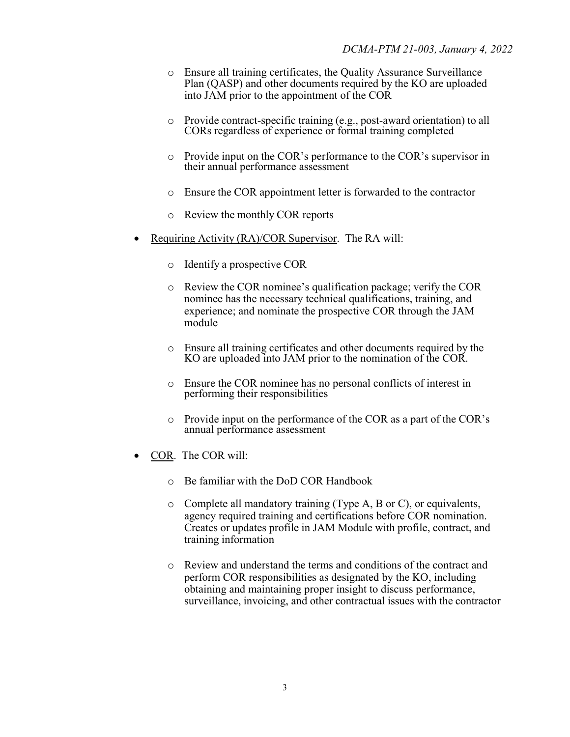- Ensure all training certificates, the Quality Assurance Surveillance Plan (QASP) and other documents required by the KO are uploaded into JAM prior to the appointment of the COR

  - Provide contract-specific training (e.g., post-award orientation) to all CORs regardless of experience or formal training completed

  - Provide input on the COR's performance to the COR's supervisor in their annual performance assessment

  - Ensure the COR appointment letter is forwarded to the contractor

  - Review the monthly COR reports

- Requiring Activity (RA)/COR Supervisor. The RA will:

  - Identify a prospective COR

  - Review the COR nominee's qualification package; verify the COR nominee has the necessary technical qualifications, training, and experience; and nominate the prospective COR through the JAM module

  - Ensure all training certificates and other documents required by the KO are uploaded into JAM prior to the nomination of the COR.

  - Ensure the COR nominee has no personal conflicts of interest in performing their responsibilities

  - Provide input on the performance of the COR as a part of the COR's annual performance assessment

- COR. The COR will:

  - Be familiar with the DoD COR Handbook

  - Complete all mandatory training (Type A, B or C), or equivalents, agency required training and certifications before COR nomination. Creates or updates profile in JAM Module with profile, contract, and training information

  - Review and understand the terms and conditions of the contract and perform COR responsibilities as designated by the KO, including obtaining and maintaining proper insight to discuss performance, surveillance, invoicing, and other contractual issues with the contractor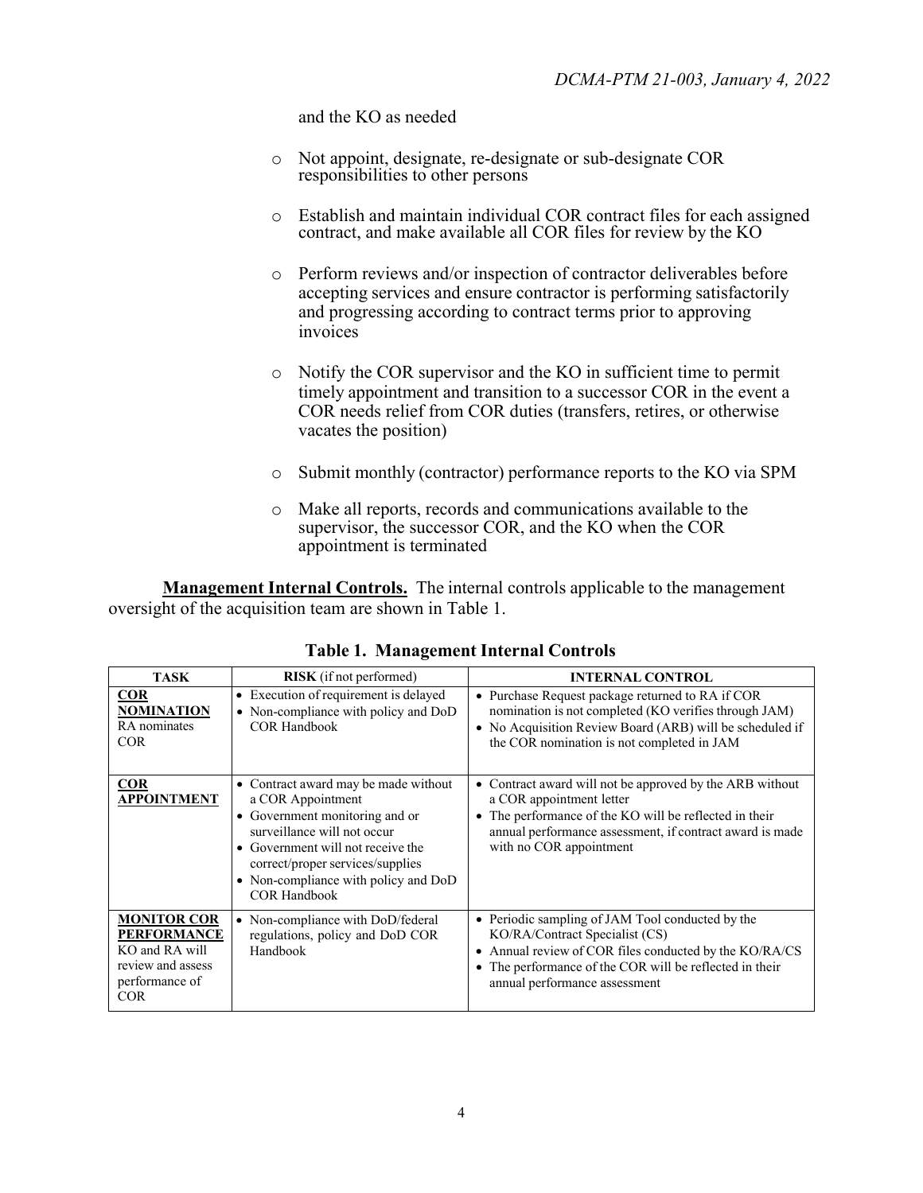and the KO as needed

- Not appoint, designate, re-designate or sub-designate COR responsibilities to other persons
- Establish and maintain individual COR contract files for each assigned contract, and make available all COR files for review by the KO
- Perform reviews and/or inspection of contractor deliverables before accepting services and ensure contractor is performing satisfactorily and progressing according to contract terms prior to approving invoices
- Notify the COR supervisor and the KO in sufficient time to permit timely appointment and transition to a successor COR in the event a COR needs relief from COR duties (transfers, retires, or otherwise vacates the position)
- Submit monthly (contractor) performance reports to the KO via SPM
- Make all reports, records and communications available to the supervisor, the successor COR, and the KO when the COR appointment is terminated

**Management Internal Controls.** The internal controls applicable to the management oversight of the acquisition team are shown in Table 1.

**Table 1. Management Internal Controls**

| TASK | RISK (if not performed) | INTERNAL CONTROL |
|---|---|---|
| **COR NOMINATION** RA nominates COR | • Execution of requirement is delayed<br>• Non-compliance with policy and DoD COR Handbook | • Purchase Request package returned to RA if COR nomination is not completed (KO verifies through JAM)<br>• No Acquisition Review Board (ARB) will be scheduled if the COR nomination is not completed in JAM |
| **COR APPOINTMENT** | • Contract award may be made without a COR Appointment<br>• Government monitoring and or surveillance will not occur<br>• Government will not receive the correct/proper services/supplies<br>• Non-compliance with policy and DoD COR Handbook | • Contract award will not be approved by the ARB without a COR appointment letter<br>• The performance of the KO will be reflected in their annual performance assessment, if contract award is made with no COR appointment |
| **MONITOR COR PERFORMANCE** KO and RA will review and assess performance of COR | • Non-compliance with DoD/federal regulations, policy and DoD COR Handbook | • Periodic sampling of JAM Tool conducted by the KO/RA/Contract Specialist (CS)<br>• Annual review of COR files conducted by the KO/RA/CS<br>• The performance of the COR will be reflected in their annual performance assessment |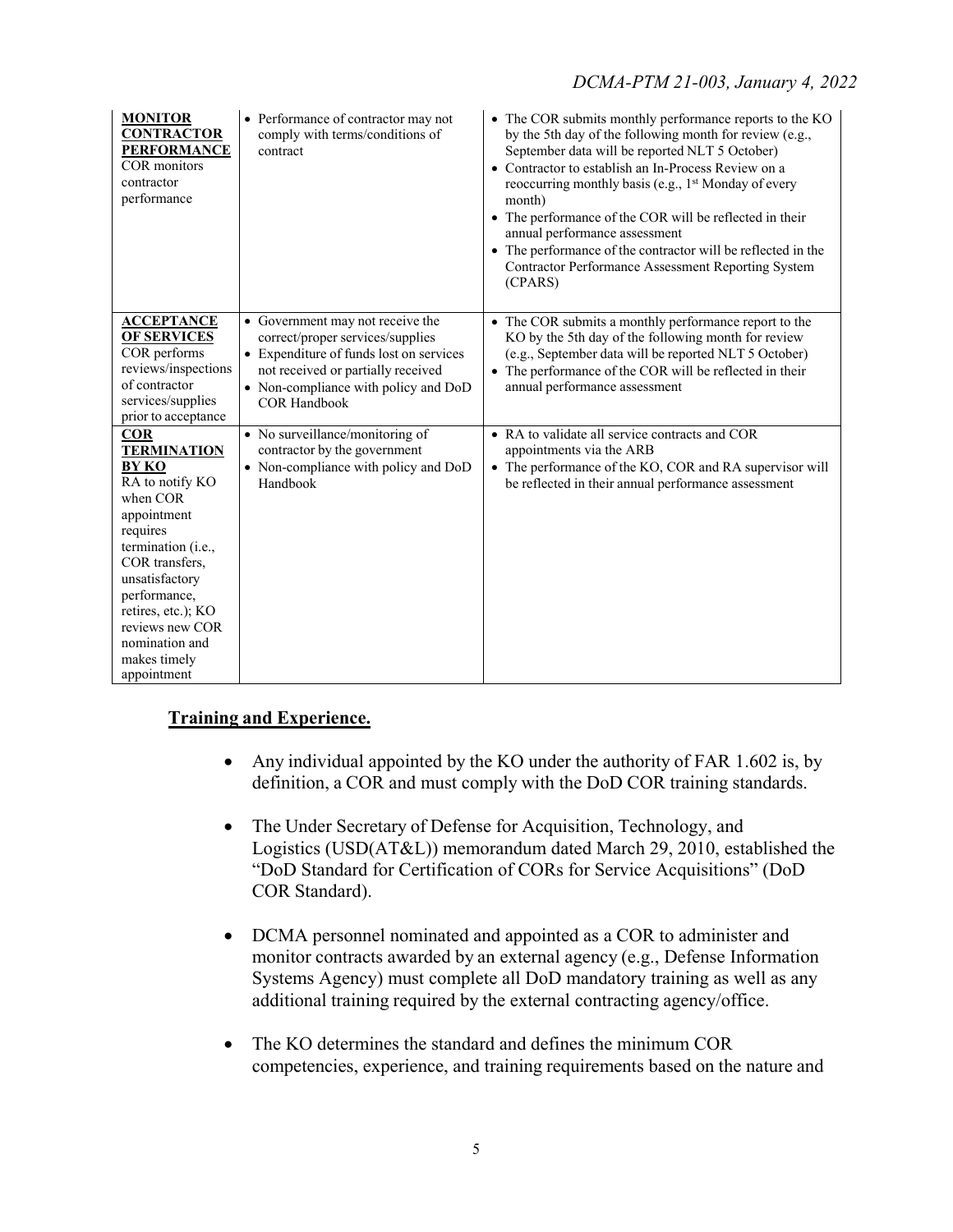| | | |
|---|---|---|
| **MONITOR CONTRACTOR PERFORMANCE** COR monitors contractor performance | • Performance of contractor may not comply with terms/conditions of contract | • The COR submits monthly performance reports to the KO by the 5th day of the following month for review (e.g., September data will be reported NLT 5 October) • Contractor to establish an In-Process Review on a reoccurring monthly basis (e.g., 1st Monday of every month) • The performance of the COR will be reflected in their annual performance assessment • The performance of the contractor will be reflected in the Contractor Performance Assessment Reporting System (CPARS) |
| **ACCEPTANCE OF SERVICES** COR performs reviews/inspections of contractor services/supplies prior to acceptance | • Government may not receive the correct/proper services/supplies • Expenditure of funds lost on services not received or partially received • Non-compliance with policy and DoD COR Handbook | • The COR submits a monthly performance report to the KO by the 5th day of the following month for review (e.g., September data will be reported NLT 5 October) • The performance of the COR will be reflected in their annual performance assessment |
| **COR TERMINATION BY KO** RA to notify KO when COR appointment requires termination (i.e., COR transfers, unsatisfactory performance, retires, etc.); KO reviews new COR nomination and makes timely appointment | • No surveillance/monitoring of contractor by the government • Non-compliance with policy and DoD Handbook | • RA to validate all service contracts and COR appointments via the ARB • The performance of the KO, COR and RA supervisor will be reflected in their annual performance assessment |

## Training and Experience.

- Any individual appointed by the KO under the authority of FAR 1.602 is, by definition, a COR and must comply with the DoD COR training standards.

- The Under Secretary of Defense for Acquisition, Technology, and Logistics (USD(AT&L)) memorandum dated March 29, 2010, established the "DoD Standard for Certification of CORs for Service Acquisitions" (DoD COR Standard).

- DCMA personnel nominated and appointed as a COR to administer and monitor contracts awarded by an external agency (e.g., Defense Information Systems Agency) must complete all DoD mandatory training as well as any additional training required by the external contracting agency/office.

- The KO determines the standard and defines the minimum COR competencies, experience, and training requirements based on the nature and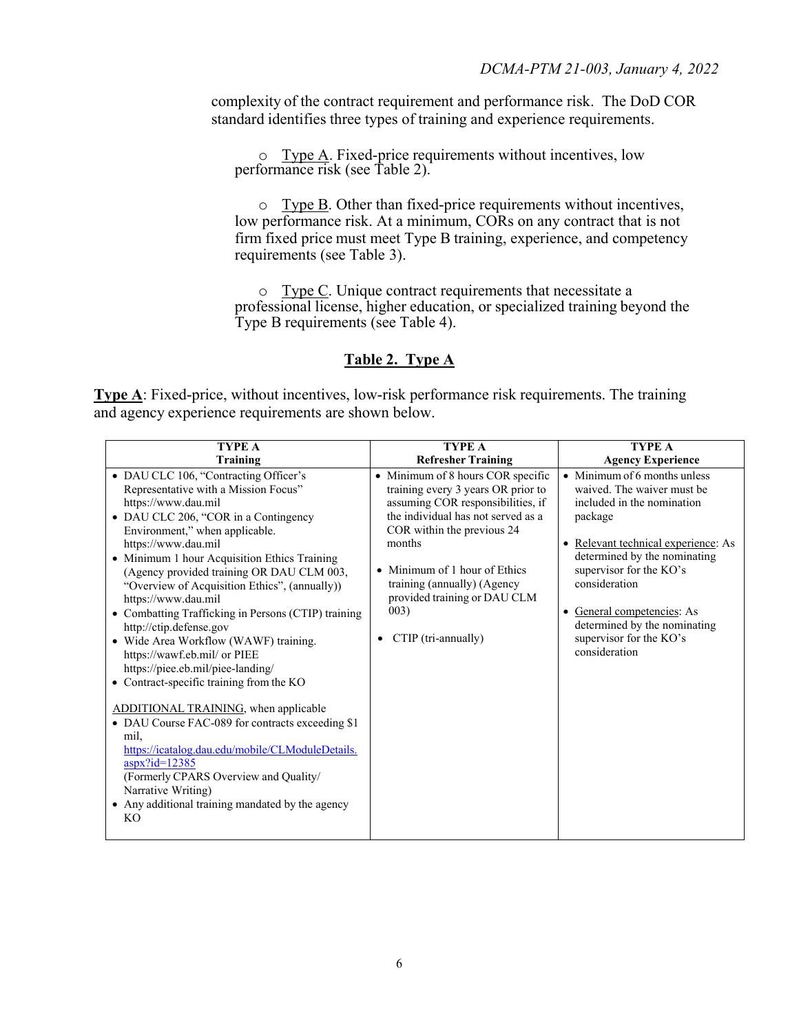complexity of the contract requirement and performance risk. The DoD COR standard identifies three types of training and experience requirements.

- Type A. Fixed-price requirements without incentives, low performance risk (see Table 2).

- Type B. Other than fixed-price requirements without incentives, low performance risk. At a minimum, CORs on any contract that is not firm fixed price must meet Type B training, experience, and competency requirements (see Table 3).

- Type C. Unique contract requirements that necessitate a professional license, higher education, or specialized training beyond the Type B requirements (see Table 4).

## Table 2. Type A

**Type A**: Fixed-price, without incentives, low-risk performance risk requirements. The training and agency experience requirements are shown below.

| TYPE A<br>Training | TYPE A<br>Refresher Training | TYPE A<br>Agency Experience |
|---|---|---|
| • DAU CLC 106, "Contracting Officer's Representative with a Mission Focus" https://www.dau.mil<br>• DAU CLC 206, "COR in a Contingency Environment," when applicable. https://www.dau.mil<br>• Minimum 1 hour Acquisition Ethics Training (Agency provided training OR DAU CLM 003, "Overview of Acquisition Ethics", (annually)) https://www.dau.mil<br>• Combatting Trafficking in Persons (CTIP) training http://ctip.defense.gov<br>• Wide Area Workflow (WAWF) training. https://wawf.eb.mil/ or PIEE https://piee.eb.mil/piee-landing/<br>• Contract-specific training from the KO<br><br>ADDITIONAL TRAINING, when applicable<br>• DAU Course FAC-089 for contracts exceeding $1 mil, https://icatalog.dau.edu/mobile/CLModuleDetails.aspx?id=12385 (Formerly CPARS Overview and Quality/ Narrative Writing)<br>• Any additional training mandated by the agency KO | • Minimum of 8 hours COR specific training every 3 years OR prior to assuming COR responsibilities, if the individual has not served as a COR within the previous 24 months<br><br>• Minimum of 1 hour of Ethics training (annually) (Agency provided training or DAU CLM 003)<br><br>• CTIP (tri-annually) | • Minimum of 6 months unless waived. The waiver must be included in the nomination package<br><br>• Relevant technical experience: As determined by the nominating supervisor for the KO's consideration<br><br>• General competencies: As determined by the nominating supervisor for the KO's consideration |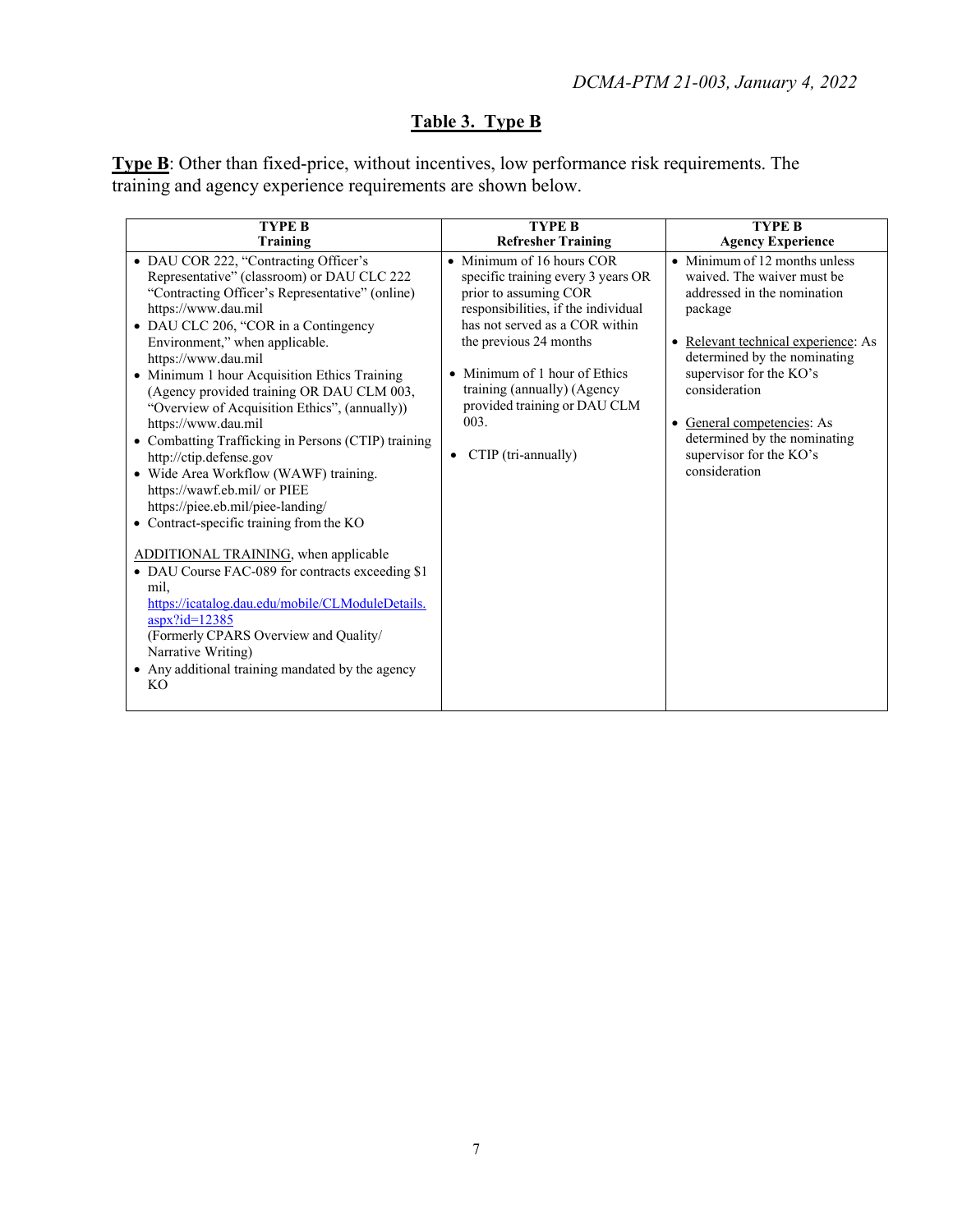## Table 3. Type B

**Type B**: Other than fixed-price, without incentives, low performance risk requirements. The training and agency experience requirements are shown below.

| TYPE B Training | TYPE B Refresher Training | TYPE B Agency Experience |
| --- | --- | --- |
| • DAU COR 222, "Contracting Officer's Representative" (classroom) or DAU CLC 222 "Contracting Officer's Representative" (online) https://www.dau.mil<br>• DAU CLC 206, "COR in a Contingency Environment," when applicable. https://www.dau.mil<br>• Minimum 1 hour Acquisition Ethics Training (Agency provided training OR DAU CLM 003, "Overview of Acquisition Ethics", (annually)) https://www.dau.mil<br>• Combatting Trafficking in Persons (CTIP) training http://ctip.defense.gov<br>• Wide Area Workflow (WAWF) training. https://wawf.eb.mil/ or PIEE https://piee.eb.mil/piee-landing/<br>• Contract-specific training from the KO<br><br>ADDITIONAL TRAINING, when applicable<br>• DAU Course FAC-089 for contracts exceeding $1 mil, https://icatalog.dau.edu/mobile/CLModuleDetails.aspx?id=12385 (Formerly CPARS Overview and Quality/ Narrative Writing)<br>• Any additional training mandated by the agency KO | • Minimum of 16 hours COR specific training every 3 years OR prior to assuming COR responsibilities, if the individual has not served as a COR within the previous 24 months<br><br>• Minimum of 1 hour of Ethics training (annually) (Agency provided training or DAU CLM 003.<br><br>• CTIP (tri-annually) | • Minimum of 12 months unless waived. The waiver must be addressed in the nomination package<br><br>• Relevant technical experience: As determined by the nominating supervisor for the KO's consideration<br><br>• General competencies: As determined by the nominating supervisor for the KO's consideration |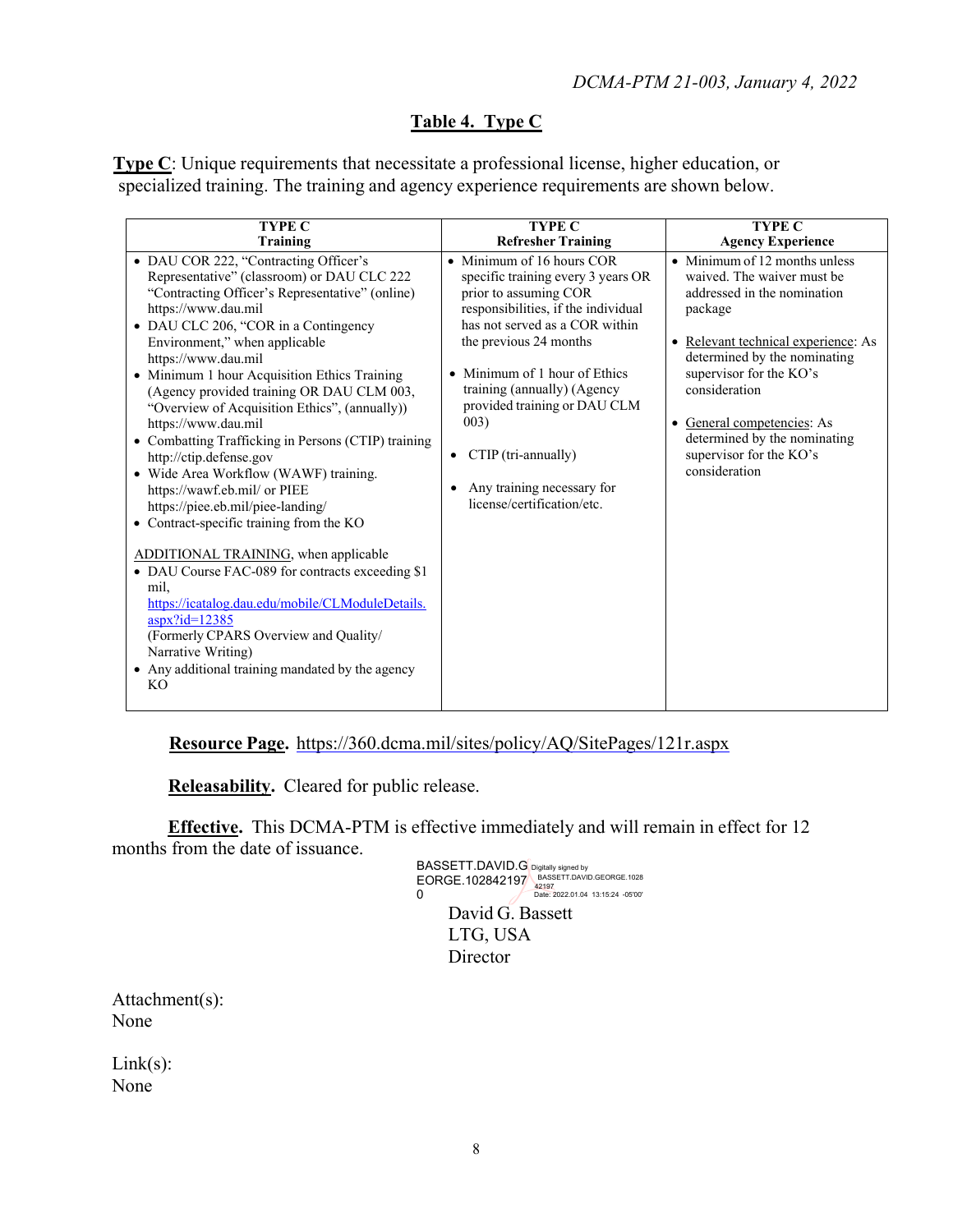## Table 4. Type C

**Type C**: Unique requirements that necessitate a professional license, higher education, or specialized training. The training and agency experience requirements are shown below.

| TYPE C<br>Training | TYPE C<br>Refresher Training | TYPE C<br>Agency Experience |
|---|---|---|
| • DAU COR 222, "Contracting Officer's Representative" (classroom) or DAU CLC 222 "Contracting Officer's Representative" (online) https://www.dau.mil<br>• DAU CLC 206, "COR in a Contingency Environment," when applicable https://www.dau.mil<br>• Minimum 1 hour Acquisition Ethics Training (Agency provided training OR DAU CLM 003, "Overview of Acquisition Ethics", (annually)) https://www.dau.mil<br>• Combatting Trafficking in Persons (CTIP) training http://ctip.defense.gov<br>• Wide Area Workflow (WAWF) training. https://wawf.eb.mil/ or PIEE https://piee.eb.mil/piee-landing/<br>• Contract-specific training from the KO<br><br>ADDITIONAL TRAINING, when applicable<br>• DAU Course FAC-089 for contracts exceeding $1 mil, https://icatalog.dau.edu/mobile/CLModuleDetails.aspx?id=12385 (Formerly CPARS Overview and Quality/ Narrative Writing)<br>• Any additional training mandated by the agency KO | • Minimum of 16 hours COR specific training every 3 years OR prior to assuming COR responsibilities, if the individual has not served as a COR within the previous 24 months<br><br>• Minimum of 1 hour of Ethics training (annually) (Agency provided training or DAU CLM 003)<br><br>• CTIP (tri-annually)<br><br>• Any training necessary for license/certification/etc. | • Minimum of 12 months unless waived. The waiver must be addressed in the nomination package<br><br>• Relevant technical experience: As determined by the nominating supervisor for the KO's consideration<br><br>• General competencies: As determined by the nominating supervisor for the KO's consideration |

**Resource Page.** https://360.dcma.mil/sites/policy/AQ/SitePages/121r.aspx

**Releasability.** Cleared for public release.

**Effective.** This DCMA-PTM is effective immediately and will remain in effect for 12 months from the date of issuance.

BASSETT.DAVID.GEORGE.1028421970 Digitally signed by BASSETT.DAVID.GEORGE.1028421970 Date: 2022.01.04 13:15:24 -05'00'

David G. Bassett
LTG, USA
Director

Attachment(s):
None

Link(s):
None